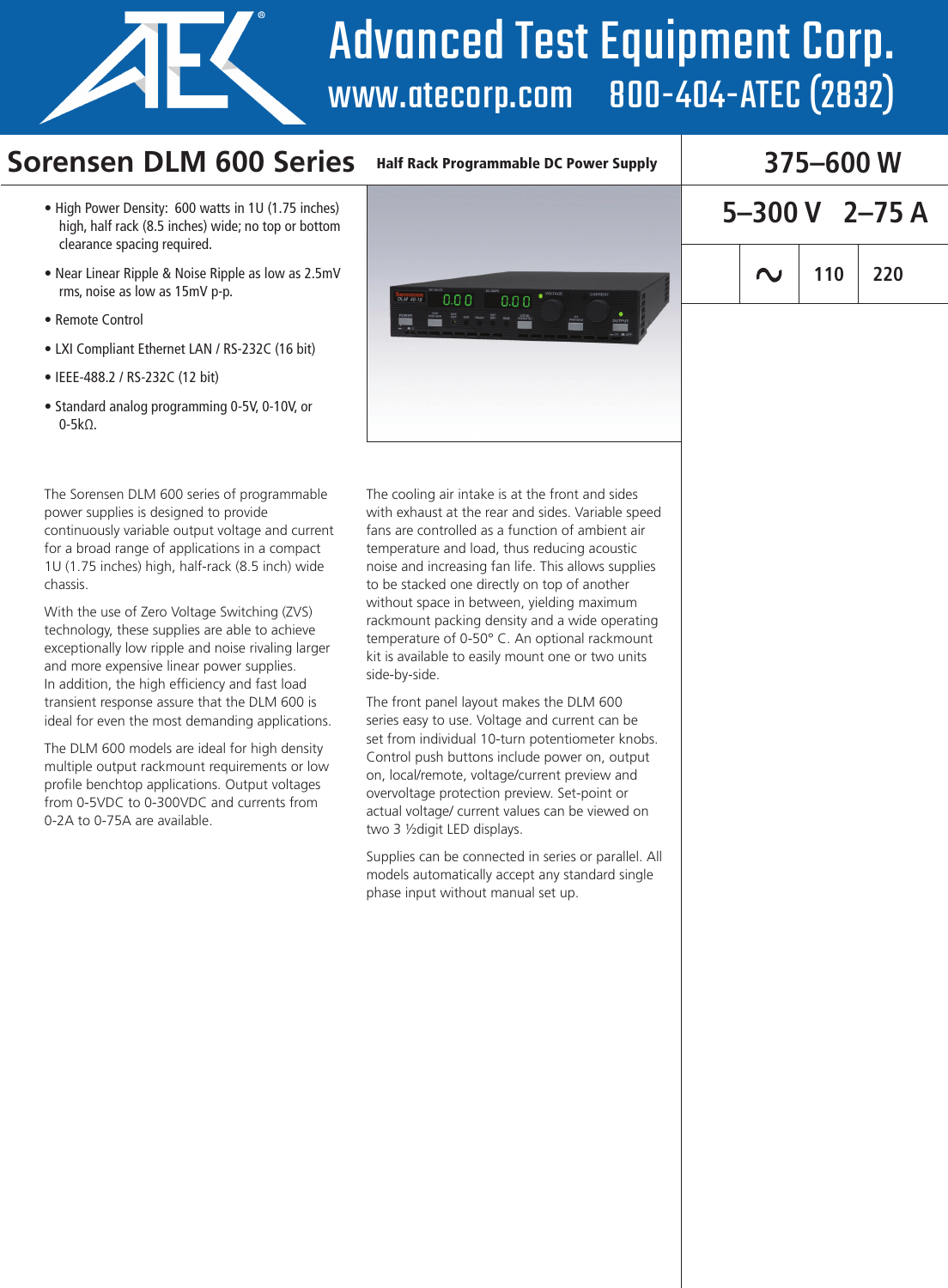# Advanced Test Equipment Corp.

www.atecorp.com 800-404-ATEC (2832)

## Sorensen DLM 600 Series

**Half Rack Programmable DC Power Supply**

**375–600 W**

**5–300 V 2–75 A**

| ∿ | 110 | 220 |
|---|---|---|

- High Power Density: 600 watts in 1U (1.75 inches) high, half rack (8.5 inches) wide; no top or bottom clearance spacing required.
- Near Linear Ripple & Noise Ripple as low as 2.5mV rms, noise as low as 15mV p-p.
- Remote Control
- LXI Compliant Ethernet LAN / RS-232C (16 bit)
- IEEE-488.2 / RS-232C (12 bit)
- Standard analog programming 0-5V, 0-10V, or 0-5kΩ.

The Sorensen DLM 600 series of programmable power supplies is designed to provide continuously variable output voltage and current for a broad range of applications in a compact 1U (1.75 inches) high, half-rack (8.5 inch) wide chassis.

With the use of Zero Voltage Switching (ZVS) technology, these supplies are able to achieve exceptionally low ripple and noise rivaling larger and more expensive linear power supplies. In addition, the high efficiency and fast load transient response assure that the DLM 600 is ideal for even the most demanding applications.

The DLM 600 models are ideal for high density multiple output rackmount requirements or low profile benchtop applications. Output voltages from 0-5VDC to 0-300VDC and currents from 0-2A to 0-75A are available.

The cooling air intake is at the front and sides with exhaust at the rear and sides. Variable speed fans are controlled as a function of ambient air temperature and load, thus reducing acoustic noise and increasing fan life. This allows supplies to be stacked one directly on top of another without space in between, yielding maximum rackmount packing density and a wide operating temperature of 0-50° C. An optional rackmount kit is available to easily mount one or two units side-by-side.

The front panel layout makes the DLM 600 series easy to use. Voltage and current can be set from individual 10-turn potentiometer knobs. Control push buttons include power on, output on, local/remote, voltage/current preview and overvoltage protection preview. Set-point or actual voltage/ current values can be viewed on two 3 ½digit LED displays.

Supplies can be connected in series or parallel. All models automatically accept any standard single phase input without manual set up.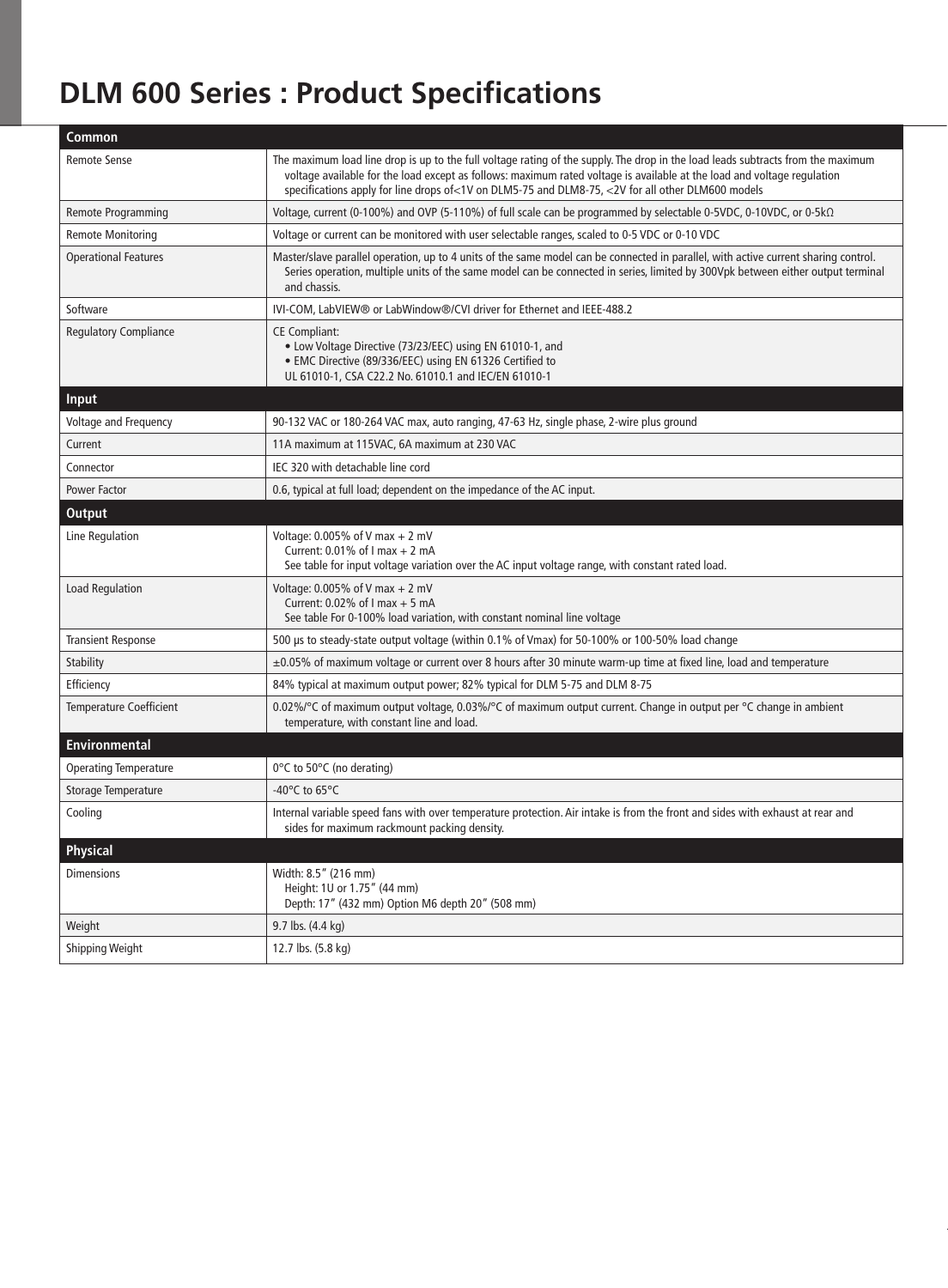# DLM 600 Series : Product Specifications

| | |
|---|---|
| **Common** | |
| Remote Sense | The maximum load line drop is up to the full voltage rating of the supply. The drop in the load leads subtracts from the maximum voltage available for the load except as follows: maximum rated voltage is available at the load and voltage regulation specifications apply for line drops of<1V on DLM5-75 and DLM8-75, <2V for all other DLM600 models |
| Remote Programming | Voltage, current (0-100%) and OVP (5-110%) of full scale can be programmed by selectable 0-5VDC, 0-10VDC, or 0-5kΩ |
| Remote Monitoring | Voltage or current can be monitored with user selectable ranges, scaled to 0-5 VDC or 0-10 VDC |
| Operational Features | Master/slave parallel operation, up to 4 units of the same model can be connected in parallel, with active current sharing control. Series operation, multiple units of the same model can be connected in series, limited by 300Vpk between either output terminal and chassis. |
| Software | IVI-COM, LabVIEW® or LabWindow®/CVI driver for Ethernet and IEEE-488.2 |
| Regulatory Compliance | CE Compliant:<br>• Low Voltage Directive (73/23/EEC) using EN 61010-1, and<br>• EMC Directive (89/336/EEC) using EN 61326 Certified to<br>UL 61010-1, CSA C22.2 No. 61010.1 and IEC/EN 61010-1 |
| **Input** | |
| Voltage and Frequency | 90-132 VAC or 180-264 VAC max, auto ranging, 47-63 Hz, single phase, 2-wire plus ground |
| Current | 11A maximum at 115VAC, 6A maximum at 230 VAC |
| Connector | IEC 320 with detachable line cord |
| Power Factor | 0.6, typical at full load; dependent on the impedance of the AC input. |
| **Output** | |
| Line Regulation | Voltage: 0.005% of V max + 2 mV<br>Current: 0.01% of I max + 2 mA<br>See table for input voltage variation over the AC input voltage range, with constant rated load. |
| Load Regulation | Voltage: 0.005% of V max + 2 mV<br>Current: 0.02% of I max + 5 mA<br>See table For 0-100% load variation, with constant nominal line voltage |
| Transient Response | 500 μs to steady-state output voltage (within 0.1% of Vmax) for 50-100% or 100-50% load change |
| Stability | ±0.05% of maximum voltage or current over 8 hours after 30 minute warm-up time at fixed line, load and temperature |
| Efficiency | 84% typical at maximum output power; 82% typical for DLM 5-75 and DLM 8-75 |
| Temperature Coefficient | 0.02%/°C of maximum output voltage, 0.03%/°C of maximum output current. Change in output per °C change in ambient temperature, with constant line and load. |
| **Environmental** | |
| Operating Temperature | 0°C to 50°C (no derating) |
| Storage Temperature | -40°C to 65°C |
| Cooling | Internal variable speed fans with over temperature protection. Air intake is from the front and sides with exhaust at rear and sides for maximum rackmount packing density. |
| **Physical** | |
| Dimensions | Width: 8.5" (216 mm)<br>Height: 1U or 1.75" (44 mm)<br>Depth: 17" (432 mm) Option M6 depth 20" (508 mm) |
| Weight | 9.7 lbs. (4.4 kg) |
| Shipping Weight | 12.7 lbs. (5.8 kg) |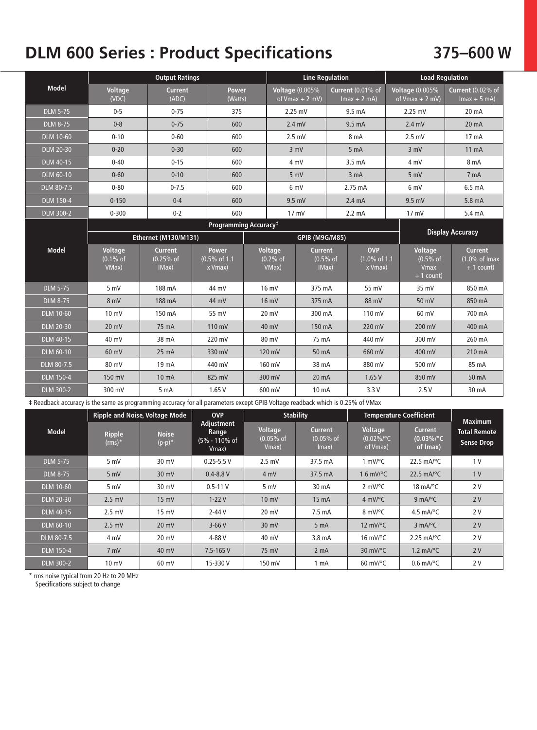# DLM 600 Series : Product Specifications

## 375–600 W

| Model | Output Ratings | | | Line Regulation | | Load Regulation | |
|---|---|---|---|---|---|---|---|
| | Voltage (VDC) | Current (ADC) | Power (Watts) | Voltage (0.005% of Vmax + 2 mV) | Current (0.01% of Imax + 2 mA) | Voltage (0.005% of Vmax + 2 mV) | Current (0.02% of Imax + 5 mA) |
| DLM 5-75 | 0-5 | 0-75 | 375 | 2.25 mV | 9.5 mA | 2.25 mV | 20 mA |
| DLM 8-75 | 0-8 | 0-75 | 600 | 2.4 mV | 9.5 mA | 2.4 mV | 20 mA |
| DLM 10-60 | 0-10 | 0-60 | 600 | 2.5 mV | 8 mA | 2.5 mV | 17 mA |
| DLM 20-30 | 0-20 | 0-30 | 600 | 3 mV | 5 mA | 3 mV | 11 mA |
| DLM 40-15 | 0-40 | 0-15 | 600 | 4 mV | 3.5 mA | 4 mV | 8 mA |
| DLM 60-10 | 0-60 | 0-10 | 600 | 5 mV | 3 mA | 5 mV | 7 mA |
| DLM 80-7.5 | 0-80 | 0-7.5 | 600 | 6 mV | 2.75 mA | 6 mV | 6.5 mA |
| DLM 150-4 | 0-150 | 0-4 | 600 | 9.5 mV | 2.4 mA | 9.5 mV | 5.8 mA |
| DLM 300-2 | 0-300 | 0-2 | 600 | 17 mV | 2.2 mA | 17 mV | 5.4 mA |

| Model | Programming Accuracy‡ | | | | | | Display Accuracy | |
|---|---|---|---|---|---|---|---|---|
| | Ethernet (M130/M131) | | | GPIB (M9G/M85) | | | | |
| | Voltage (0.1% of VMax) | Current (0.25% of IMax) | Power (0.5% of 1.1 x Vmax) | Voltage (0.2% of VMax) | Current (0.5% of IMax) | OVP (1.0% of 1.1 x Vmax) | Voltage (0.5% of Vmax + 1 count) | Current (1.0% of Imax + 1 count) |
| DLM 5-75 | 5 mV | 188 mA | 44 mV | 16 mV | 375 mA | 55 mV | 35 mV | 850 mA |
| DLM 8-75 | 8 mV | 188 mA | 44 mV | 16 mV | 375 mA | 88 mV | 50 mV | 850 mA |
| DLM 10-60 | 10 mV | 150 mA | 55 mV | 20 mV | 300 mA | 110 mV | 60 mV | 700 mA |
| DLM 20-30 | 20 mV | 75 mA | 110 mV | 40 mV | 150 mA | 220 mV | 200 mV | 400 mA |
| DLM 40-15 | 40 mV | 38 mA | 220 mV | 80 mV | 75 mA | 440 mV | 300 mV | 260 mA |
| DLM 60-10 | 60 mV | 25 mA | 330 mV | 120 mV | 50 mA | 660 mV | 400 mV | 210 mA |
| DLM 80-7.5 | 80 mV | 19 mA | 440 mV | 160 mV | 38 mA | 880 mV | 500 mV | 85 mA |
| DLM 150-4 | 150 mV | 10 mA | 825 mV | 300 mV | 20 mA | 1.65 V | 850 mV | 50 mA |
| DLM 300-2 | 300 mV | 5 mA | 1.65 V | 600 mV | 10 mA | 3.3 V | 2.5 V | 30 mA |

‡ Readback accuracy is the same as programming accuracy for all parameters except GPIB Voltage readback which is 0.25% of VMax

| Model | Ripple and Noise, Voltage Mode | | OVP Adjustment Range (5% - 110% of Vmax) | Stability | | Temperature Coefficient | | Maximum Total Remote Sense Drop |
|---|---|---|---|---|---|---|---|---|
| | Ripple (rms)* | Noise (p-p)* | | Voltage (0.05% of Vmax) | Current (0.05% of Imax) | Voltage (0.02%/°C of Vmax) | Current (0.03%/°C of Imax) | |
| DLM 5-75 | 5 mV | 30 mV | 0.25-5.5 V | 2.5 mV | 37.5 mA | 1 mV/°C | 22.5 mA/°C | 1 V |
| DLM 8-75 | 5 mV | 30 mV | 0.4-8.8 V | 4 mV | 37.5 mA | 1.6 mV/°C | 22.5 mA/°C | 1 V |
| DLM 10-60 | 5 mV | 30 mV | 0.5-11 V | 5 mV | 30 mA | 2 mV/°C | 18 mA/°C | 2 V |
| DLM 20-30 | 2.5 mV | 15 mV | 1-22 V | 10 mV | 15 mA | 4 mV/°C | 9 mA/°C | 2 V |
| DLM 40-15 | 2.5 mV | 15 mV | 2-44 V | 20 mV | 7.5 mA | 8 mV/°C | 4.5 mA/°C | 2 V |
| DLM 60-10 | 2.5 mV | 20 mV | 3-66 V | 30 mV | 5 mA | 12 mV/°C | 3 mA/°C | 2 V |
| DLM 80-7.5 | 4 mV | 20 mV | 4-88 V | 40 mV | 3.8 mA | 16 mV/°C | 2.25 mA/°C | 2 V |
| DLM 150-4 | 7 mV | 40 mV | 7.5-165 V | 75 mV | 2 mA | 30 mV/°C | 1.2 mA/°C | 2 V |
| DLM 300-2 | 10 mV | 60 mV | 15-330 V | 150 mV | 1 mA | 60 mV/°C | 0.6 mA/°C | 2 V |

\* rms noise typical from 20 Hz to 20 MHz
Specifications subject to change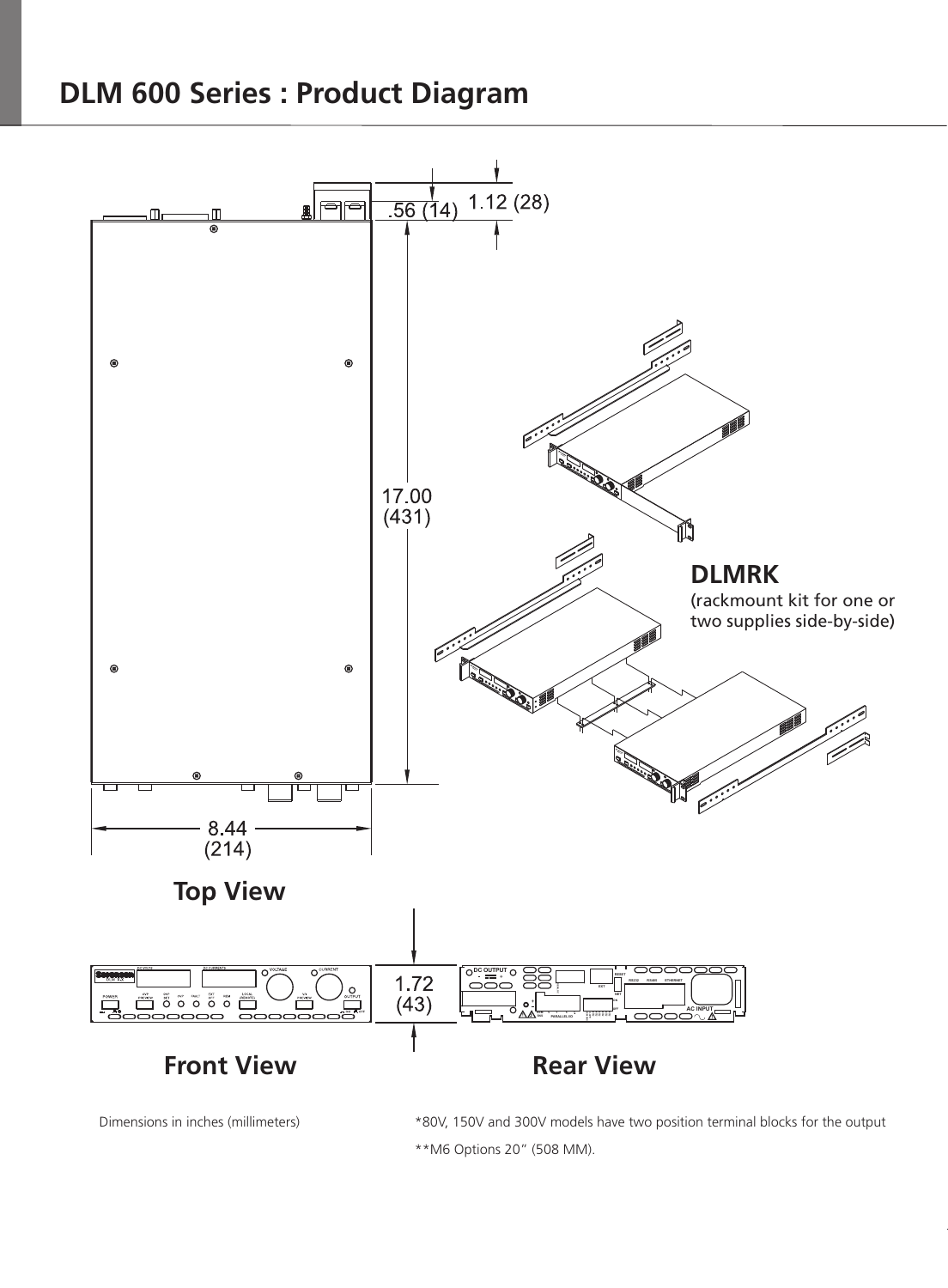# DLM 600 Series : Product Diagram

.56 (14)

1.12 (28)

17.00
(431)

8.44
(214)

**Top View**

**DLMRK**
(rackmount kit for one or two supplies side-by-side)

1.72
(43)

**Front View**

**Rear View**

Dimensions in inches (millimeters)

*80V, 150V and 300V models have two position terminal blocks for the output

**M6 Options 20" (508 MM).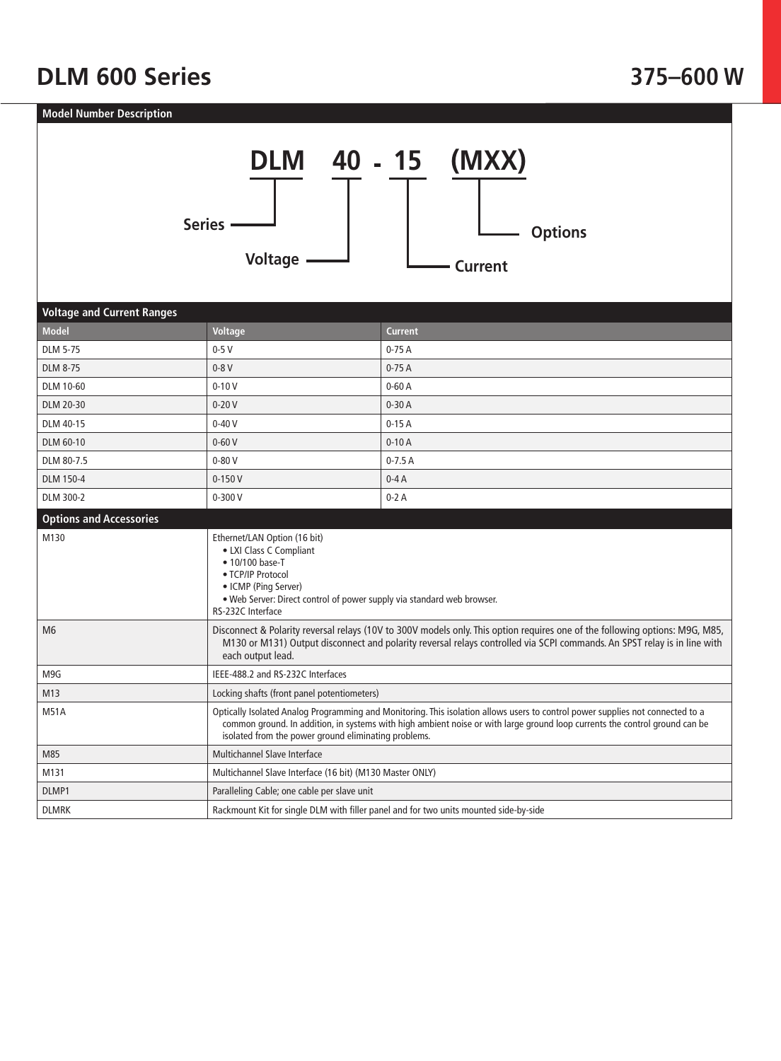# DLM 600 Series

# 375–600 W

## Model Number Description

DLM 40 - 15 (MXX)

Series

Voltage

Current

Options

## Voltage and Current Ranges

| Model | Voltage | Current |
|---|---|---|
| DLM 5-75 | 0-5 V | 0-75 A |
| DLM 8-75 | 0-8 V | 0-75 A |
| DLM 10-60 | 0-10 V | 0-60 A |
| DLM 20-30 | 0-20 V | 0-30 A |
| DLM 40-15 | 0-40 V | 0-15 A |
| DLM 60-10 | 0-60 V | 0-10 A |
| DLM 80-7.5 | 0-80 V | 0-7.5 A |
| DLM 150-4 | 0-150 V | 0-4 A |
| DLM 300-2 | 0-300 V | 0-2 A |

## Options and Accessories

| | |
|---|---|
| M130 | Ethernet/LAN Option (16 bit)<br>• LXI Class C Compliant<br>• 10/100 base-T<br>• TCP/IP Protocol<br>• ICMP (Ping Server)<br>• Web Server: Direct control of power supply via standard web browser.<br>RS-232C Interface |
| M6 | Disconnect & Polarity reversal relays (10V to 300V models only. This option requires one of the following options: M9G, M85, M130 or M131) Output disconnect and polarity reversal relays controlled via SCPI commands. An SPST relay is in line with each output lead. |
| M9G | IEEE-488.2 and RS-232C Interfaces |
| M13 | Locking shafts (front panel potentiometers) |
| M51A | Optically Isolated Analog Programming and Monitoring. This isolation allows users to control power supplies not connected to a common ground. In addition, in systems with high ambient noise or with large ground loop currents the control ground can be isolated from the power ground eliminating problems. |
| M85 | Multichannel Slave Interface |
| M131 | Multichannel Slave Interface (16 bit) (M130 Master ONLY) |
| DLMP1 | Paralleling Cable; one cable per slave unit |
| DLMRK | Rackmount Kit for single DLM with filler panel and for two units mounted side-by-side |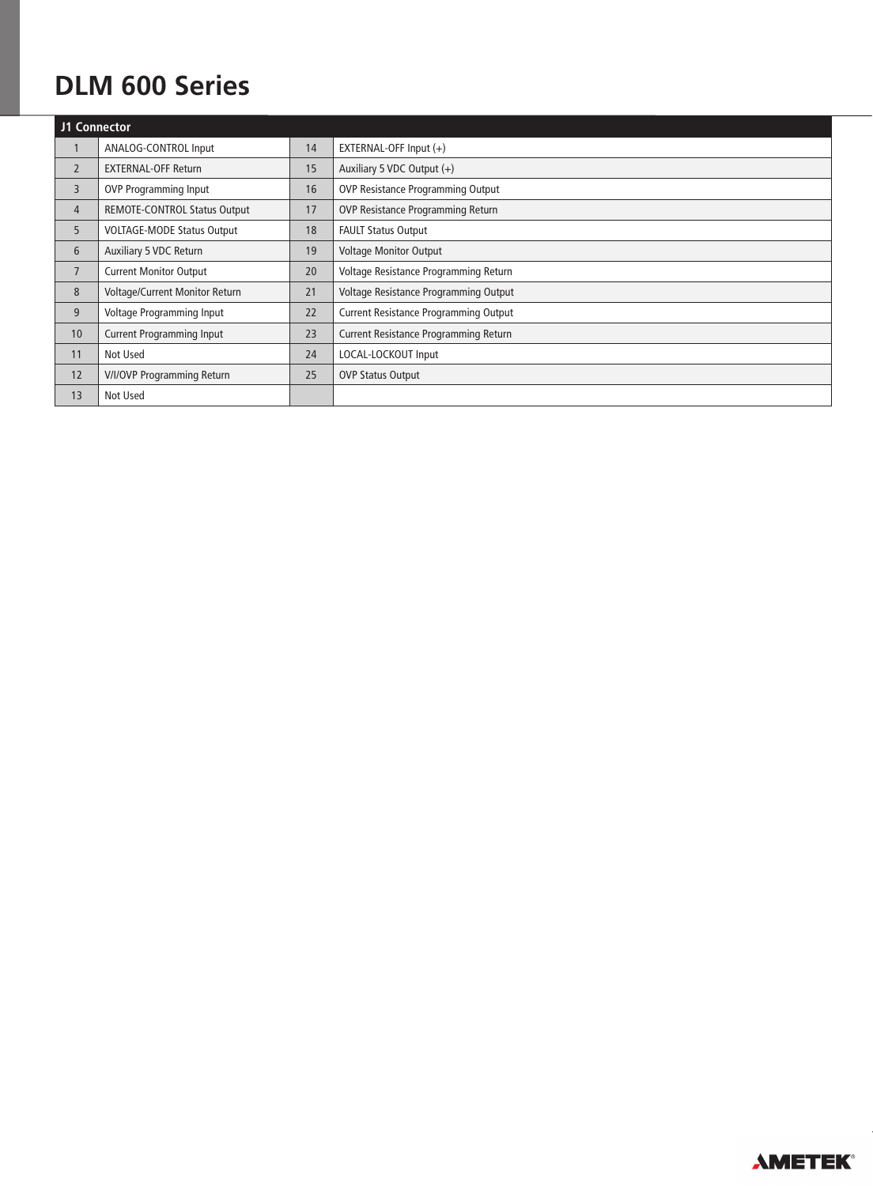# DLM 600 Series

| J1 Connector | | | |
|---|---|---|---|
| 1 | ANALOG-CONTROL Input | 14 | EXTERNAL-OFF Input (+) |
| 2 | EXTERNAL-OFF Return | 15 | Auxiliary 5 VDC Output (+) |
| 3 | OVP Programming Input | 16 | OVP Resistance Programming Output |
| 4 | REMOTE-CONTROL Status Output | 17 | OVP Resistance Programming Return |
| 5 | VOLTAGE-MODE Status Output | 18 | FAULT Status Output |
| 6 | Auxiliary 5 VDC Return | 19 | Voltage Monitor Output |
| 7 | Current Monitor Output | 20 | Voltage Resistance Programming Return |
| 8 | Voltage/Current Monitor Return | 21 | Voltage Resistance Programming Output |
| 9 | Voltage Programming Input | 22 | Current Resistance Programming Output |
| 10 | Current Programming Input | 23 | Current Resistance Programming Return |
| 11 | Not Used | 24 | LOCAL-LOCKOUT Input |
| 12 | V/I/OVP Programming Return | 25 | OVP Status Output |
| 13 | Not Used | | |

AMETEK®